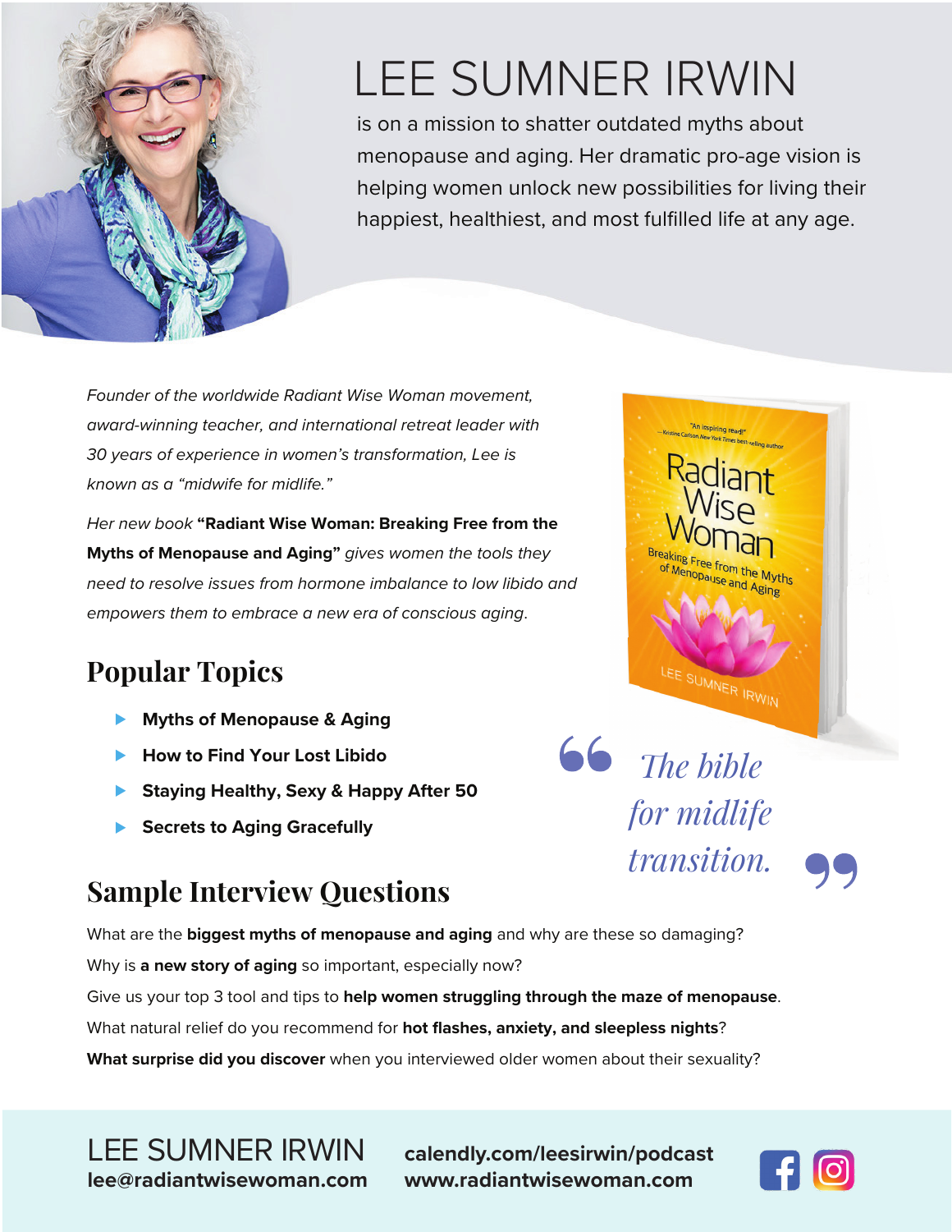# LEE SUMNER IRWIN

is on a mission to shatter outdated myths about menopause and aging. Her dramatic pro-age vision is helping women unlock new possibilities for living their happiest, healthiest, and most fulfilled life at any age.

*Founder of the worldwide Radiant Wise Woman movement, award-winning teacher, and international retreat leader with 30 years of experience in women's transformation, Lee is known as a "midwife for midlife."*

*Her new book* **"Radiant Wise Woman: Breaking Free from the Myths of Menopause and Aging"** *gives women the tools they need to resolve issues from hormone imbalance to low libido and empowers them to embrace a new era of conscious aging.*

## Popular Topics

- **Myths of Menopause & Aging**
- **How to Find Your Lost Libido**
- **Staying Healthy, Sexy & Happy After 50**
- **Secrets to Aging Gracefully**

> *"The bible for midlife transition."*

## Sample Interview Questions

What are the **biggest myths of menopause and aging** and why are these so damaging?

Why is **a new story of aging** so important, especially now?

Give us your top 3 tool and tips to **help women struggling through the maze of menopause**.

What natural relief do you recommend for **hot flashes, anxiety, and sleepless nights**?

**What surprise did you discover** when you interviewed older women about their sexuality?

LEE SUMNER IRWIN
**lee@radiantwisewoman.com**

**calendly.com/leesirwin/podcast**
**www.radiantwisewoman.com**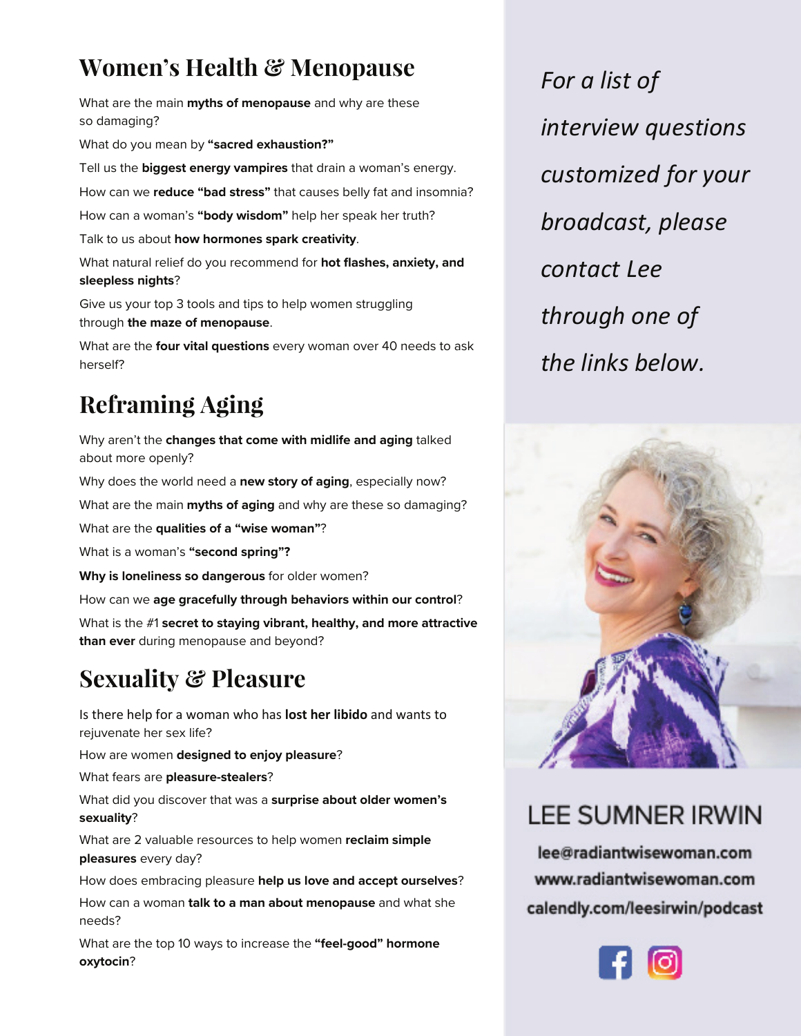## Women's Health & Menopause

What are the main **myths of menopause** and why are these so damaging?

What do you mean by **"sacred exhaustion?"**

Tell us the **biggest energy vampires** that drain a woman's energy.

How can we **reduce "bad stress"** that causes belly fat and insomnia?

How can a woman's **"body wisdom"** help her speak her truth?

Talk to us about **how hormones spark creativity**.

What natural relief do you recommend for **hot flashes, anxiety, and sleepless nights**?

Give us your top 3 tools and tips to help women struggling through **the maze of menopause**.

What are the **four vital questions** every woman over 40 needs to ask herself?

## Reframing Aging

Why aren't the **changes that come with midlife and aging** talked about more openly?

Why does the world need a **new story of aging**, especially now?

What are the main **myths of aging** and why are these so damaging?

What are the **qualities of a "wise woman"**?

What is a woman's **"second spring"?**

**Why is loneliness so dangerous** for older women?

How can we **age gracefully through behaviors within our control**?

What is the #1 **secret to staying vibrant, healthy, and more attractive than ever** during menopause and beyond?

## Sexuality & Pleasure

Is there help for a woman who has **lost her libido** and wants to rejuvenate her sex life?

How are women **designed to enjoy pleasure**?

What fears are **pleasure-stealers**?

What did you discover that was a **surprise about older women's sexuality**?

What are 2 valuable resources to help women **reclaim simple pleasures** every day?

How does embracing pleasure **help us love and accept ourselves**?

How can a woman **talk to a man about menopause** and what she needs?

What are the top 10 ways to increase the **"feel-good" hormone oxytocin**?

*For a list of interview questions customized for your broadcast, please contact Lee through one of the links below.*

LEE SUMNER IRWIN

lee@radiantwisewoman.com

www.radiantwisewoman.com

calendly.com/leesirwin/podcast